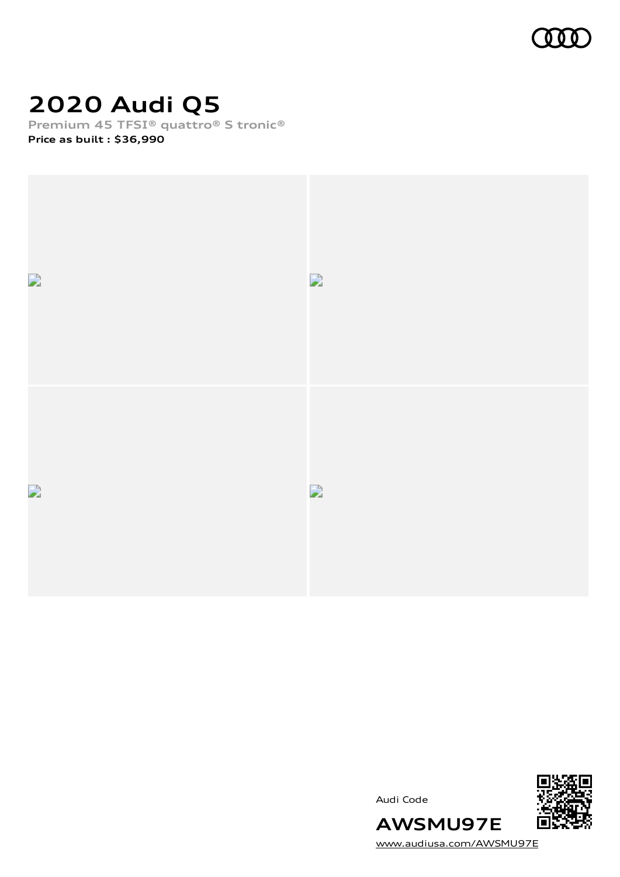# 2020 Audi Q5

**Premium 45 TFSI® quattro® S tronic®**

**Price as built : $36,990**

Audi Code

**AWSMU97E**

www.audiusa.com/AWSMU97E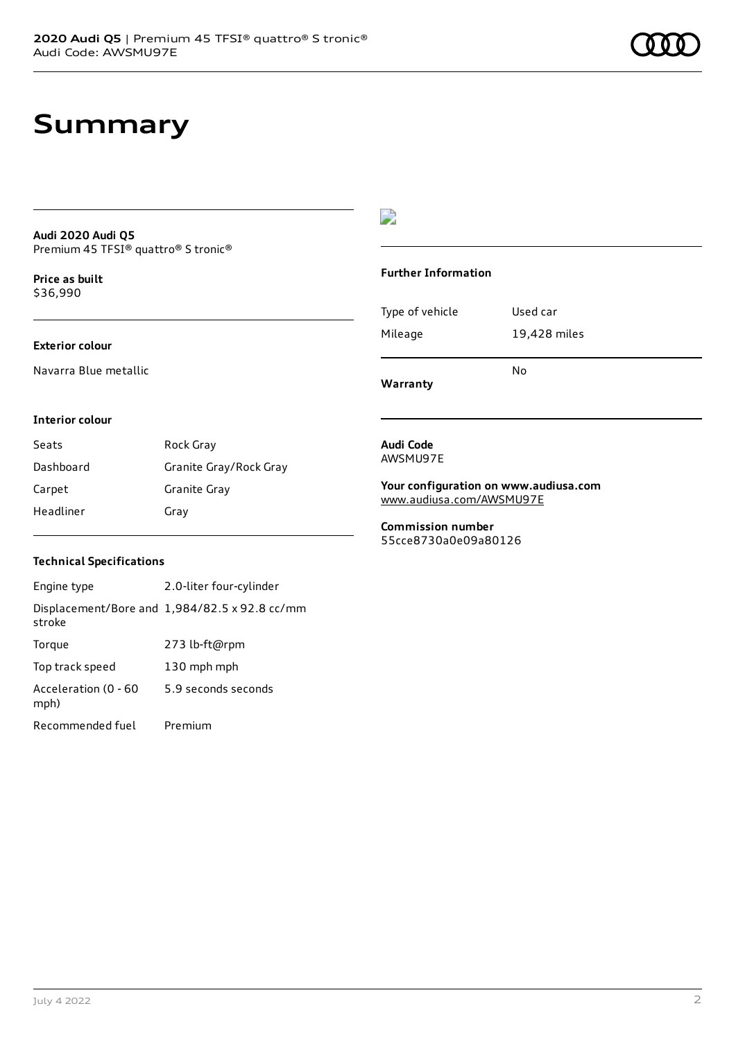# Summary

**Audi 2020 Audi Q5**
Premium 45 TFSI® quattro® S tronic®

**Price as built**
$36,990

### Exterior colour

Navarra Blue metallic

### Interior colour

| | |
|---|---|
| Seats | Rock Gray |
| Dashboard | Granite Gray/Rock Gray |
| Carpet | Granite Gray |
| Headliner | Gray |

### Technical Specifications

| | |
|---|---|
| Engine type | 2.0-liter four-cylinder |
| Displacement/Bore and stroke | 1,984/82.5 x 92.8 cc/mm |
| Torque | 273 lb-ft@rpm |
| Top track speed | 130 mph mph |
| Acceleration (0 - 60 mph) | 5.9 seconds seconds |
| Recommended fuel | Premium |

### Further Information

| | |
|---|---|
| Type of vehicle | Used car |
| Mileage | 19,428 miles |
| **Warranty** | No |

**Audi Code**
AWSMU97E

**Your configuration on www.audiusa.com**
www.audiusa.com/AWSMU97E

**Commission number**
55cce8730a0e09a80126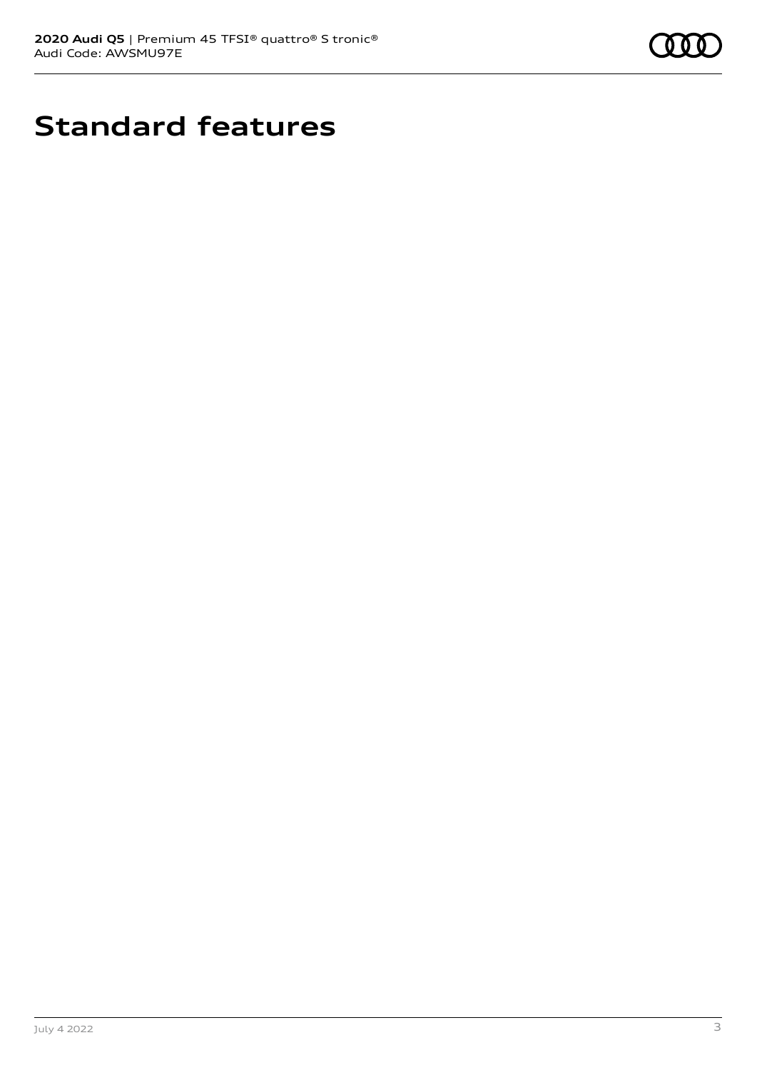# Standard features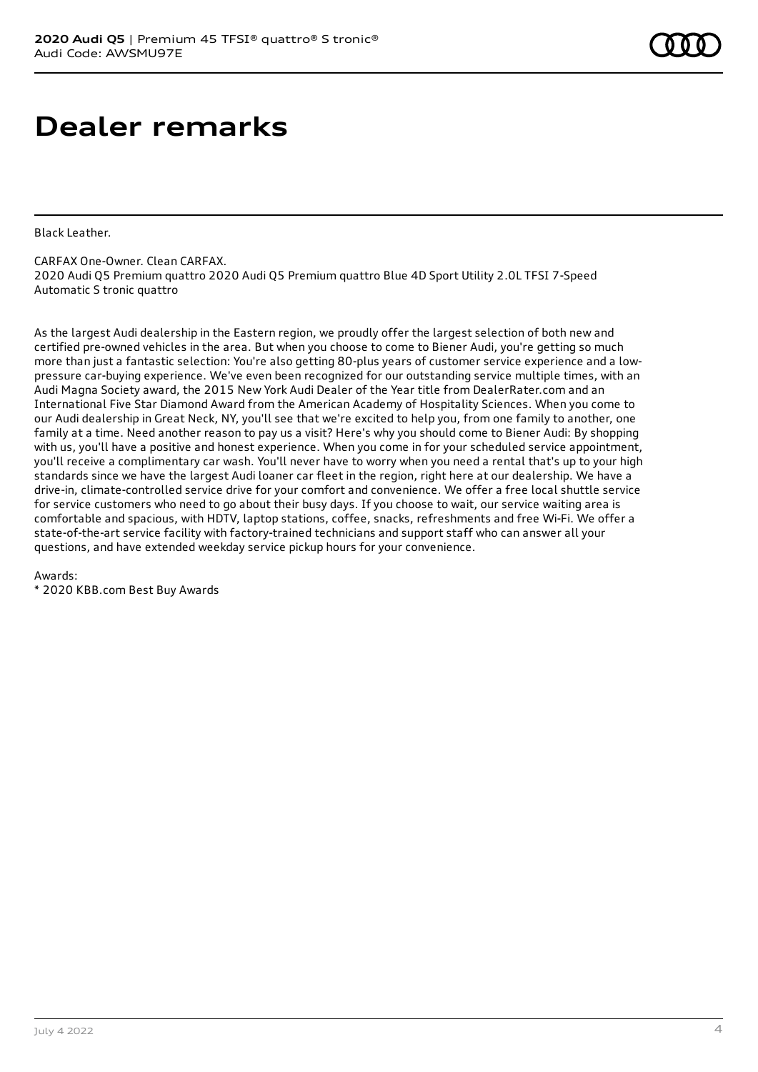# Dealer remarks

Black Leather.

CARFAX One-Owner. Clean CARFAX.
2020 Audi Q5 Premium quattro 2020 Audi Q5 Premium quattro Blue 4D Sport Utility 2.0L TFSI 7-Speed Automatic S tronic quattro

As the largest Audi dealership in the Eastern region, we proudly offer the largest selection of both new and certified pre-owned vehicles in the area. But when you choose to come to Biener Audi, you're getting so much more than just a fantastic selection: You're also getting 80-plus years of customer service experience and a low-pressure car-buying experience. We've even been recognized for our outstanding service multiple times, with an Audi Magna Society award, the 2015 New York Audi Dealer of the Year title from DealerRater.com and an International Five Star Diamond Award from the American Academy of Hospitality Sciences. When you come to our Audi dealership in Great Neck, NY, you'll see that we're excited to help you, from one family to another, one family at a time. Need another reason to pay us a visit? Here's why you should come to Biener Audi: By shopping with us, you'll have a positive and honest experience. When you come in for your scheduled service appointment, you'll receive a complimentary car wash. You'll never have to worry when you need a rental that's up to your high standards since we have the largest Audi loaner car fleet in the region, right here at our dealership. We have a drive-in, climate-controlled service drive for your comfort and convenience. We offer a free local shuttle service for service customers who need to go about their busy days. If you choose to wait, our service waiting area is comfortable and spacious, with HDTV, laptop stations, coffee, snacks, refreshments and free Wi-Fi. We offer a state-of-the-art service facility with factory-trained technicians and support staff who can answer all your questions, and have extended weekday service pickup hours for your convenience.

Awards:
* 2020 KBB.com Best Buy Awards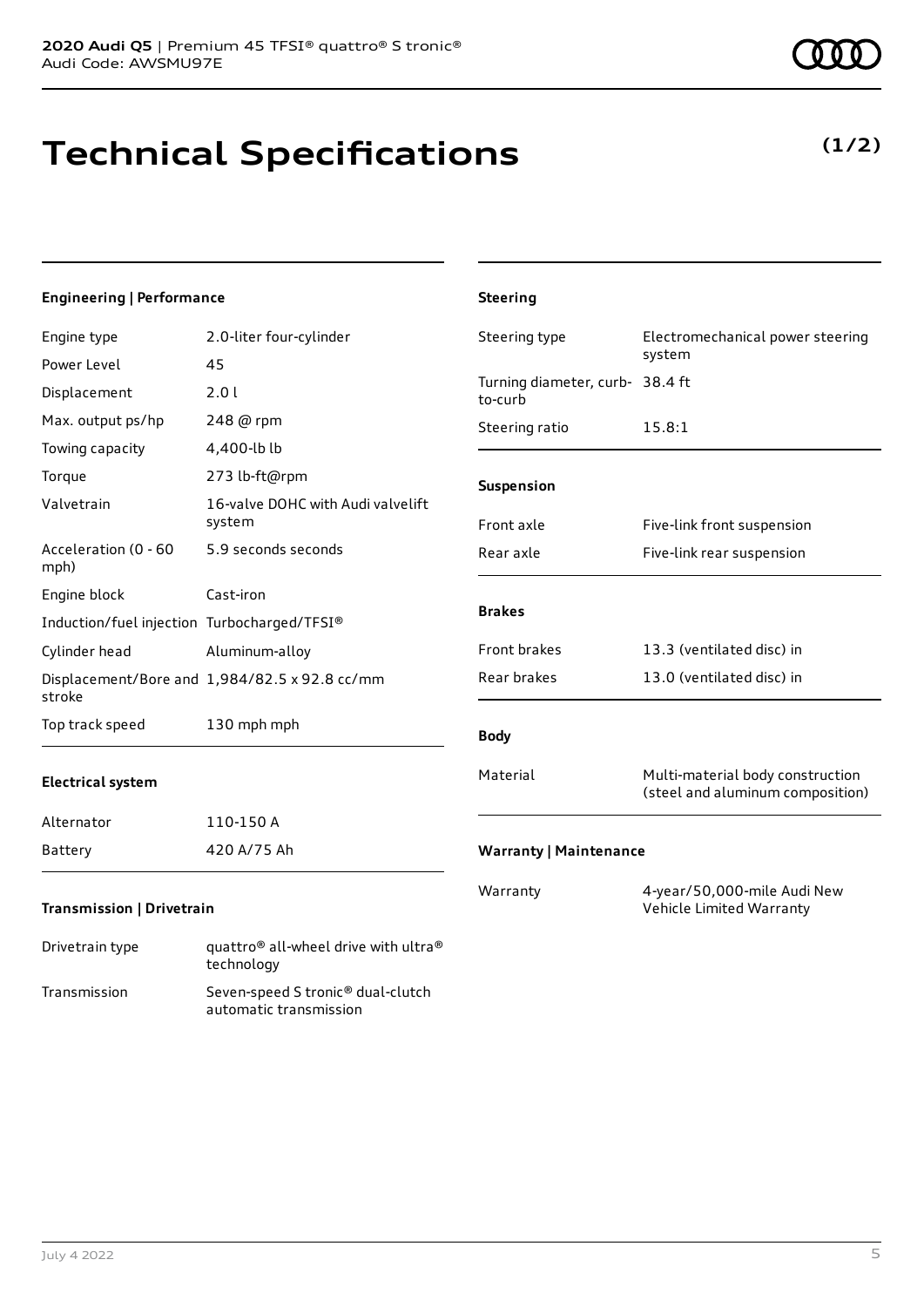# Technical Specifications

**(1/2)**

### Engineering | Performance

| | |
|---|---|
| Engine type | 2.0-liter four-cylinder |
| Power Level | 45 |
| Displacement | 2.0 l |
| Max. output ps/hp | 248 @ rpm |
| Towing capacity | 4,400-lb lb |
| Torque | 273 lb-ft@rpm |
| Valvetrain | 16-valve DOHC with Audi valvelift system |
| Acceleration (0 - 60 mph) | 5.9 seconds seconds |
| Engine block | Cast-iron |
| Induction/fuel injection | Turbocharged/TFSI® |
| Cylinder head | Aluminum-alloy |
| Displacement/Bore and stroke | 1,984/82.5 x 92.8 cc/mm |
| Top track speed | 130 mph mph |

### Electrical system

| | |
|---|---|
| Alternator | 110-150 A |
| Battery | 420 A/75 Ah |

### Transmission | Drivetrain

| | |
|---|---|
| Drivetrain type | quattro® all-wheel drive with ultra® technology |
| Transmission | Seven-speed S tronic® dual-clutch automatic transmission |

### Steering

| | |
|---|---|
| Steering type | Electromechanical power steering system |
| Turning diameter, curb-to-curb | 38.4 ft |
| Steering ratio | 15.8:1 |

### Suspension

| | |
|---|---|
| Front axle | Five-link front suspension |
| Rear axle | Five-link rear suspension |

### Brakes

| | |
|---|---|
| Front brakes | 13.3 (ventilated disc) in |
| Rear brakes | 13.0 (ventilated disc) in |

### Body

| | |
|---|---|
| Material | Multi-material body construction (steel and aluminum composition) |

### Warranty | Maintenance

| | |
|---|---|
| Warranty | 4-year/50,000-mile Audi New Vehicle Limited Warranty |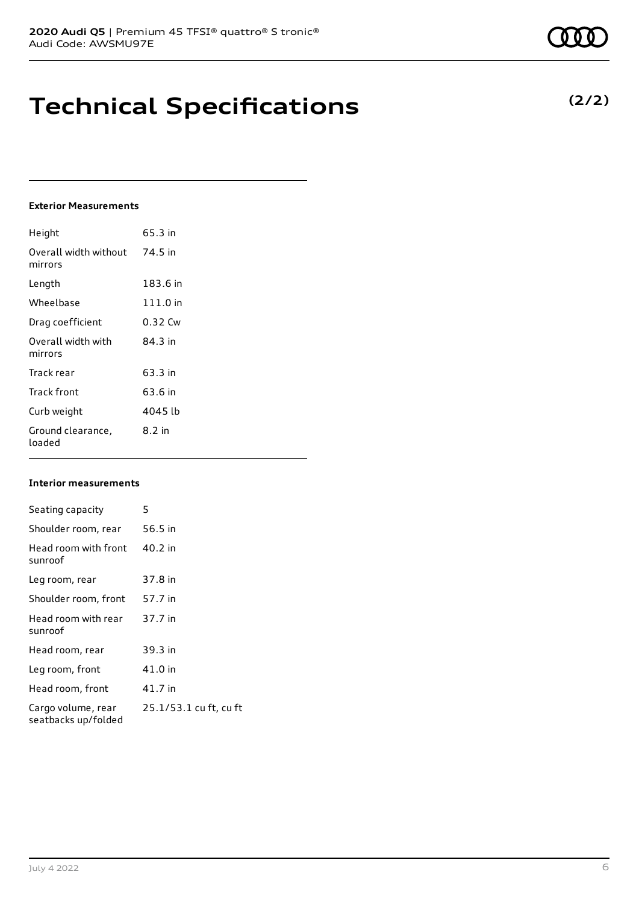# Technical Specifications

**(2/2)**

### Exterior Measurements

| | |
|---|---|
| Height | 65.3 in |
| Overall width without mirrors | 74.5 in |
| Length | 183.6 in |
| Wheelbase | 111.0 in |
| Drag coefficient | 0.32 Cw |
| Overall width with mirrors | 84.3 in |
| Track rear | 63.3 in |
| Track front | 63.6 in |
| Curb weight | 4045 lb |
| Ground clearance, loaded | 8.2 in |

### Interior measurements

| | |
|---|---|
| Seating capacity | 5 |
| Shoulder room, rear | 56.5 in |
| Head room with front sunroof | 40.2 in |
| Leg room, rear | 37.8 in |
| Shoulder room, front | 57.7 in |
| Head room with rear sunroof | 37.7 in |
| Head room, rear | 39.3 in |
| Leg room, front | 41.0 in |
| Head room, front | 41.7 in |
| Cargo volume, rear seatbacks up/folded | 25.1/53.1 cu ft, cu ft |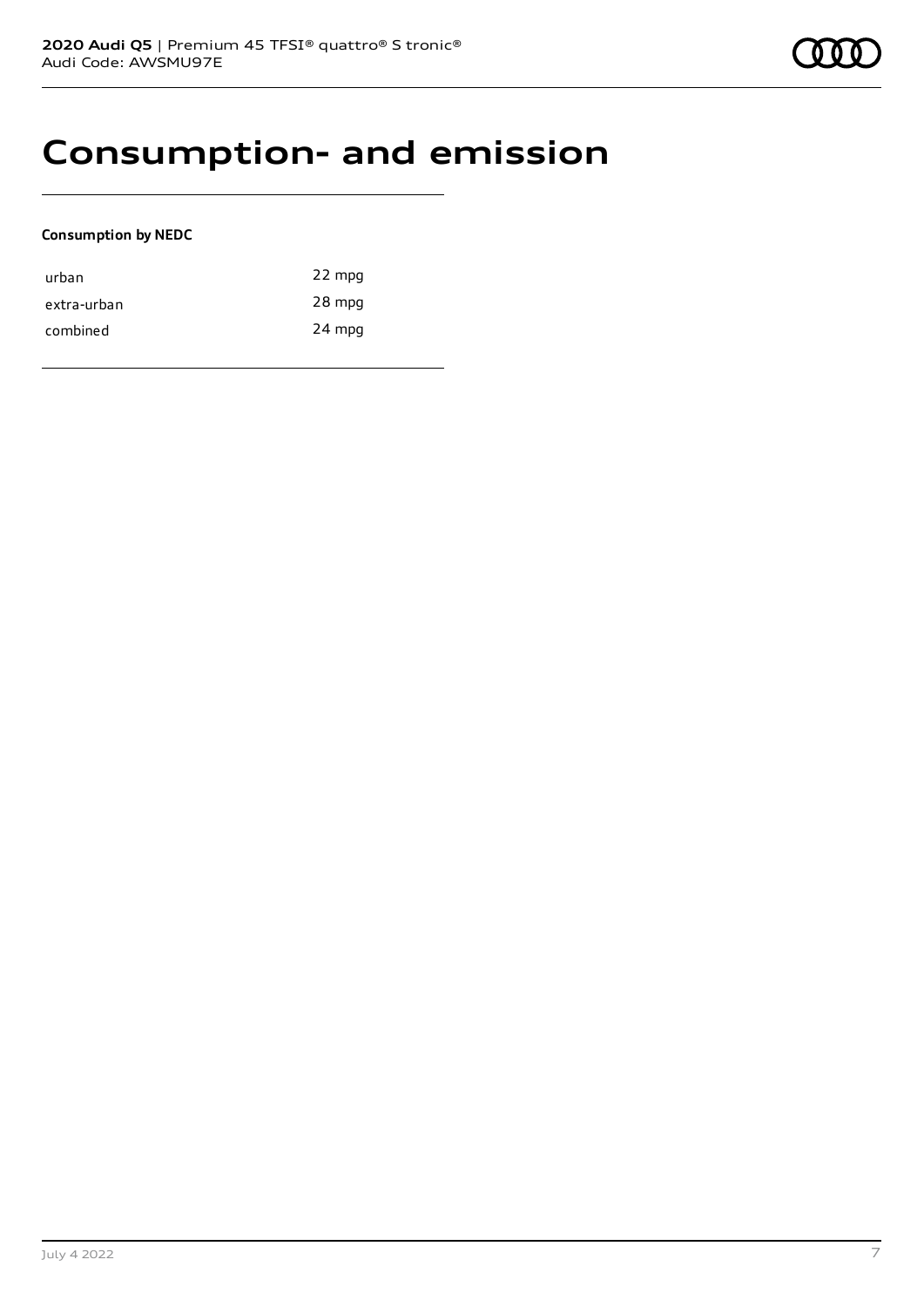# Consumption- and emission

**Consumption by NEDC**

| | |
|---|---|
| urban | 22 mpg |
| extra-urban | 28 mpg |
| combined | 24 mpg |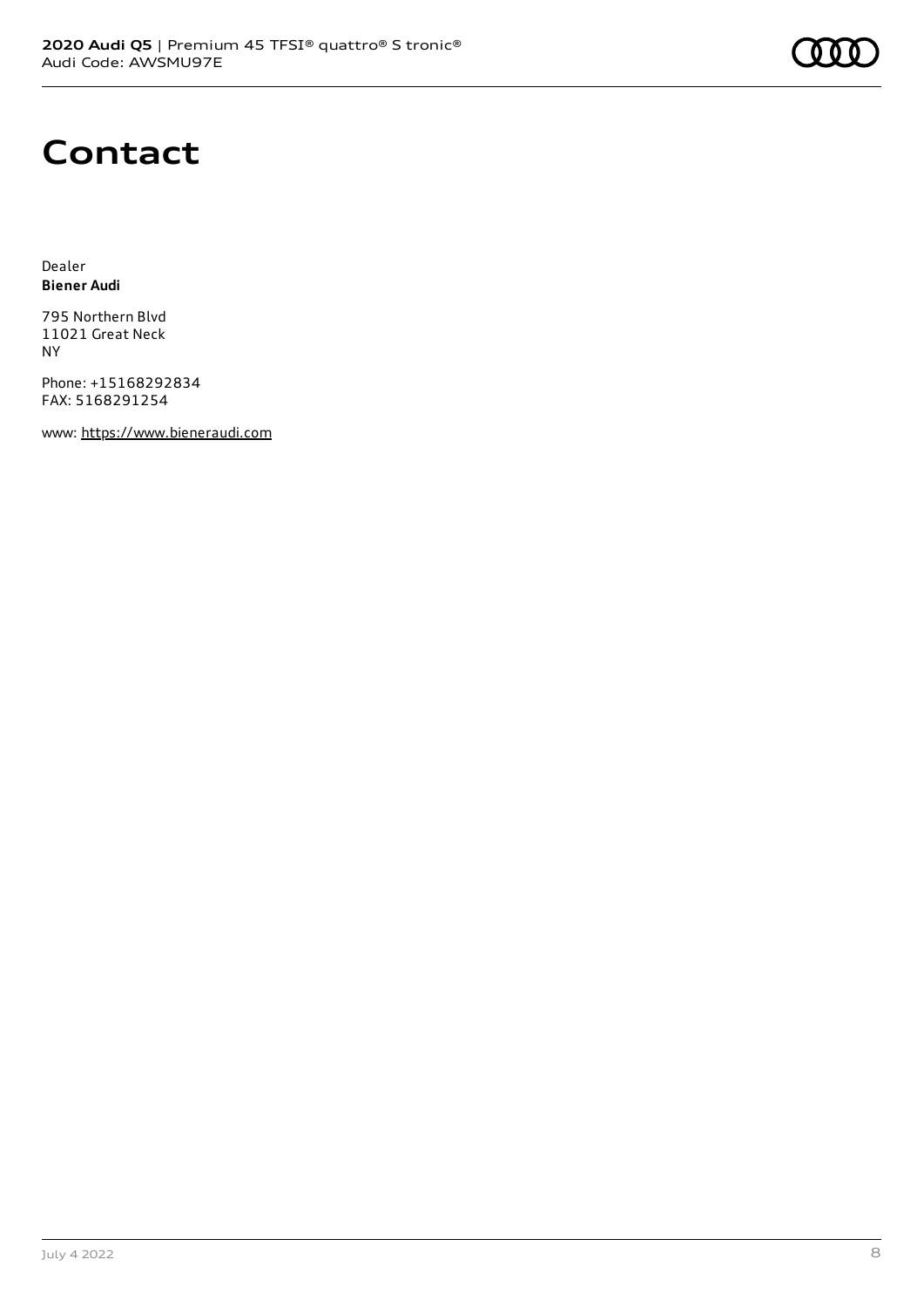# Contact

Dealer
**Biener Audi**

795 Northern Blvd
11021 Great Neck
NY

Phone: +15168292834
FAX: 5168291254

www: https://www.bieneraudi.com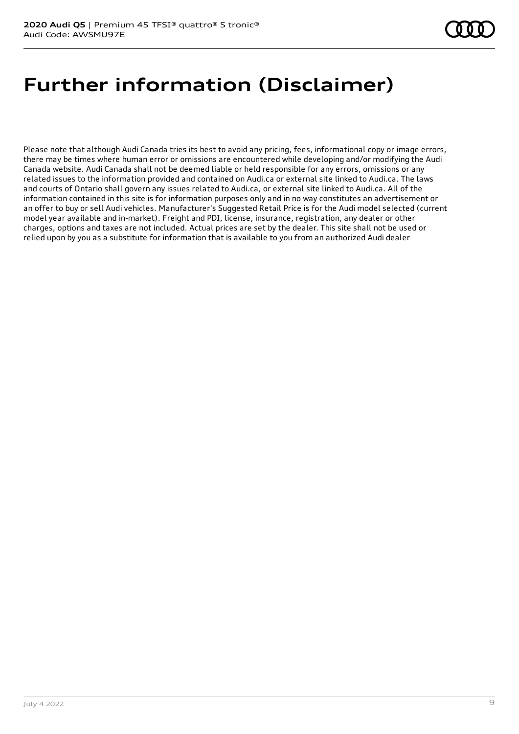# Further information (Disclaimer)

Please note that although Audi Canada tries its best to avoid any pricing, fees, informational copy or image errors, there may be times where human error or omissions are encountered while developing and/or modifying the Audi Canada website. Audi Canada shall not be deemed liable or held responsible for any errors, omissions or any related issues to the information provided and contained on Audi.ca or external site linked to Audi.ca. The laws and courts of Ontario shall govern any issues related to Audi.ca, or external site linked to Audi.ca. All of the information contained in this site is for information purposes only and in no way constitutes an advertisement or an offer to buy or sell Audi vehicles. Manufacturer's Suggested Retail Price is for the Audi model selected (current model year available and in-market). Freight and PDI, license, insurance, registration, any dealer or other charges, options and taxes are not included. Actual prices are set by the dealer. This site shall not be used or relied upon by you as a substitute for information that is available to you from an authorized Audi dealer